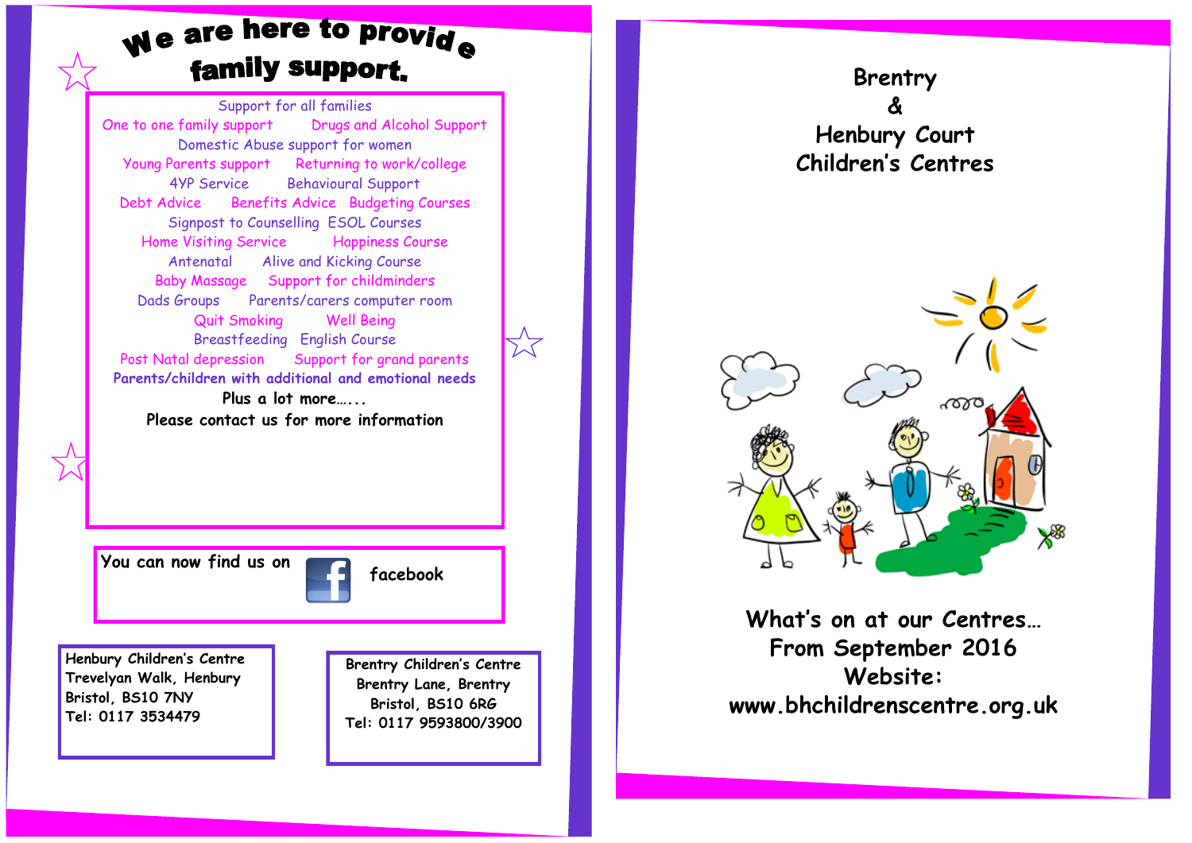# We are here to provide family support.

Support for all families
One to one family support
Drugs and Alcohol Support
Domestic Abuse support for women
Young Parents support
Returning to work/college
4YP Service
Behavioural Support
Debt Advice
Benefits Advice
Budgeting Courses
Signpost to Counselling
ESOL Courses
Home Visiting Service
Happiness Course
Antenatal
Alive and Kicking Course
Baby Massage
Support for childminders
Dads Groups
Parents/carers computer room
Quit Smoking
Well Being
Breastfeeding
English Course
Post Natal depression
Support for grand parents
**Parents/children with additional and emotional needs**

Plus a lot more…...

Please contact us for more information

You can now find us on facebook

**Henbury Children's Centre**
Trevelyan Walk, Henbury
Bristol, BS10 7NY
Tel: 0117 3534479

**Brentry Children's Centre**
Brentry Lane, Brentry
Bristol, BS10 6RG
Tel: 0117 9593800/3900

# Brentry & Henbury Court Children's Centres

## What's on at our Centres… From September 2016

**Website:**
**www.bhchildrenscentre.org.uk**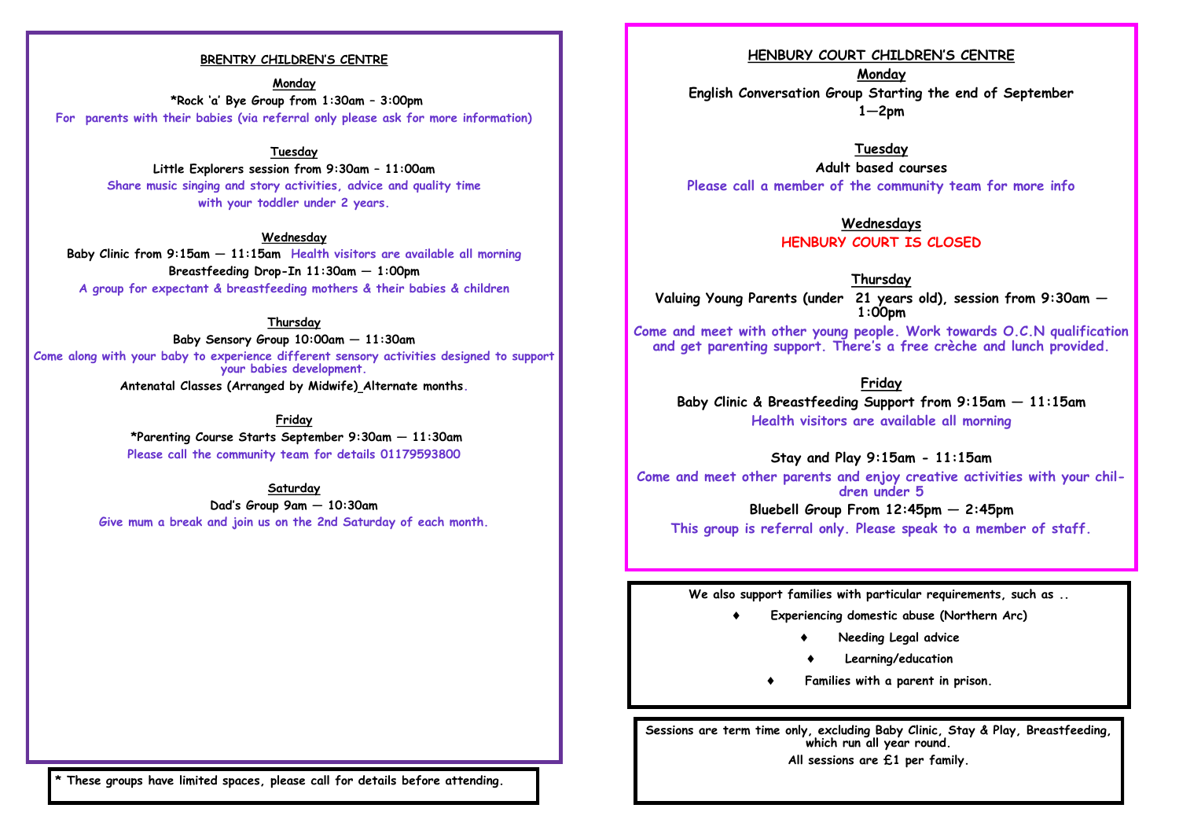## BRENTRY CHILDREN'S CENTRE

**Monday**

**\*Rock 'a' Bye Group from 1:30am – 3:00pm**

For parents with their babies (via referral only please ask for more information)

**Tuesday**

**Little Explorers session from 9:30am – 11:00am**

Share music singing and story activities, advice and quality time with your toddler under 2 years.

**Wednesday**

**Baby Clinic from 9:15am — 11:15am** Health visitors are available all morning

**Breastfeeding Drop-In 11:30am — 1:00pm**

A group for expectant & breastfeeding mothers & their babies & children

**Thursday**

**Baby Sensory Group 10:00am — 11:30am**

Come along with your baby to experience different sensory activities designed to support your babies development.

**Antenatal Classes (Arranged by Midwife) Alternate months.**

**Friday**

**\*Parenting Course Starts September 9:30am — 11:30am**

Please call the community team for details 01179593800

**Saturday**

**Dad's Group 9am — 10:30am**

Give mum a break and join us on the 2nd Saturday of each month.

**\* These groups have limited spaces, please call for details before attending.**

## HENBURY COURT CHILDREN'S CENTRE

**Monday**

**English Conversation Group Starting the end of September 1—2pm**

**Tuesday**

**Adult based courses**

Please call a member of the community team for more info

**Wednesdays**

**HENBURY COURT IS CLOSED**

**Thursday**

**Valuing Young Parents (under 21 years old), session from 9:30am — 1:00pm**

Come and meet with other young people. Work towards O.C.N qualification and get parenting support. There's a free crèche and lunch provided.

**Friday**

**Baby Clinic & Breastfeeding Support from 9:15am — 11:15am**

Health visitors are available all morning

**Stay and Play 9:15am - 11:15am**

Come and meet other parents and enjoy creative activities with your children under 5

**Bluebell Group From 12:45pm — 2:45pm**

This group is referral only. Please speak to a member of staff.

**We also support families with particular requirements, such as ..**

- Experiencing domestic abuse (Northern Arc)
- Needing Legal advice
- Learning/education
- Families with a parent in prison.

**Sessions are term time only, excluding Baby Clinic, Stay & Play, Breastfeeding, which run all year round.**

**All sessions are £1 per family.**